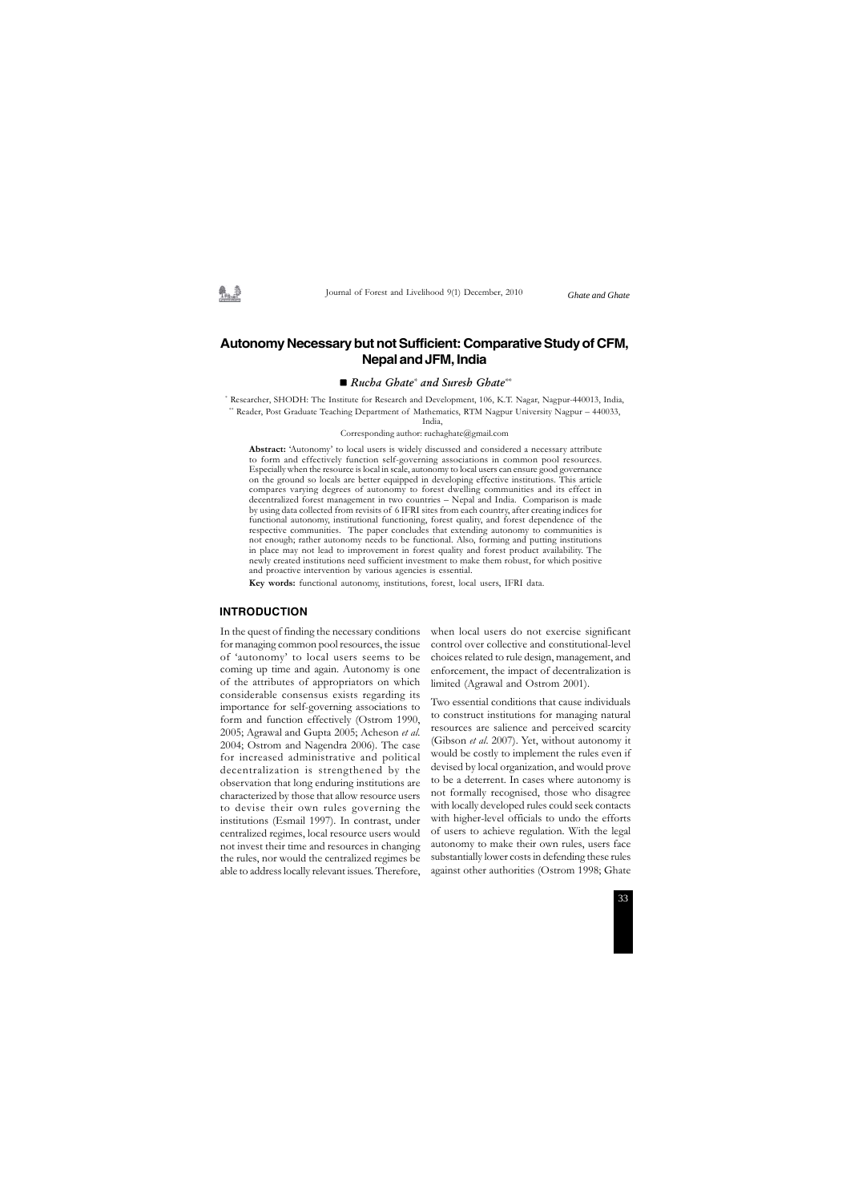# Autonomy Necessary but not Sufficient: Comparative Study of CFM, Nepal and JFM, India

■ *Rucha Ghate*[*] *and Suresh Ghate*[**]

[*] Researcher, SHODH: The Institute for Research and Development, 106, K.T. Nagar, Nagpur-440013, India,

[**] Reader, Post Graduate Teaching Department of Mathematics, RTM Nagpur University Nagpur – 440033, India,

Corresponding author: ruchaghate@gmail.com

**Abstract:** 'Autonomy' to local users is widely discussed and considered a necessary attribute to form and effectively function self-governing associations in common pool resources. Especially when the resource is local in scale, autonomy to local users can ensure good governance on the ground so locals are better equipped in developing effective institutions. This article compares varying degrees of autonomy to forest dwelling communities and its effect in decentralized forest management in two countries – Nepal and India. Comparison is made by using data collected from revisits of 6 IFRI sites from each country, after creating indices for functional autonomy, institutional functioning, forest quality, and forest dependence of the respective communities. The paper concludes that extending autonomy to communities is not enough; rather autonomy needs to be functional. Also, forming and putting institutions in place may not lead to improvement in forest quality and forest product availability. The newly created institutions need sufficient investment to make them robust, for which positive and proactive intervention by various agencies is essential.

**Key words:** functional autonomy, institutions, forest, local users, IFRI data.

## INTRODUCTION

In the quest of finding the necessary conditions for managing common pool resources, the issue of 'autonomy' to local users seems to be coming up time and again. Autonomy is one of the attributes of appropriators on which considerable consensus exists regarding its importance for self-governing associations to form and function effectively (Ostrom 1990, 2005; Agrawal and Gupta 2005; Acheson *et al.* 2004; Ostrom and Nagendra 2006). The case for increased administrative and political decentralization is strengthened by the observation that long enduring institutions are characterized by those that allow resource users to devise their own rules governing the institutions (Esmail 1997). In contrast, under centralized regimes, local resource users would not invest their time and resources in changing the rules, nor would the centralized regimes be able to address locally relevant issues. Therefore, when local users do not exercise significant control over collective and constitutional-level choices related to rule design, management, and enforcement, the impact of decentralization is limited (Agrawal and Ostrom 2001).

Two essential conditions that cause individuals to construct institutions for managing natural resources are salience and perceived scarcity (Gibson *et al.* 2007). Yet, without autonomy it would be costly to implement the rules even if devised by local organization, and would prove to be a deterrent. In cases where autonomy is not formally recognised, those who disagree with locally developed rules could seek contacts with higher-level officials to undo the efforts of users to achieve regulation. With the legal autonomy to make their own rules, users face substantially lower costs in defending these rules against other authorities (Ostrom 1998; Ghate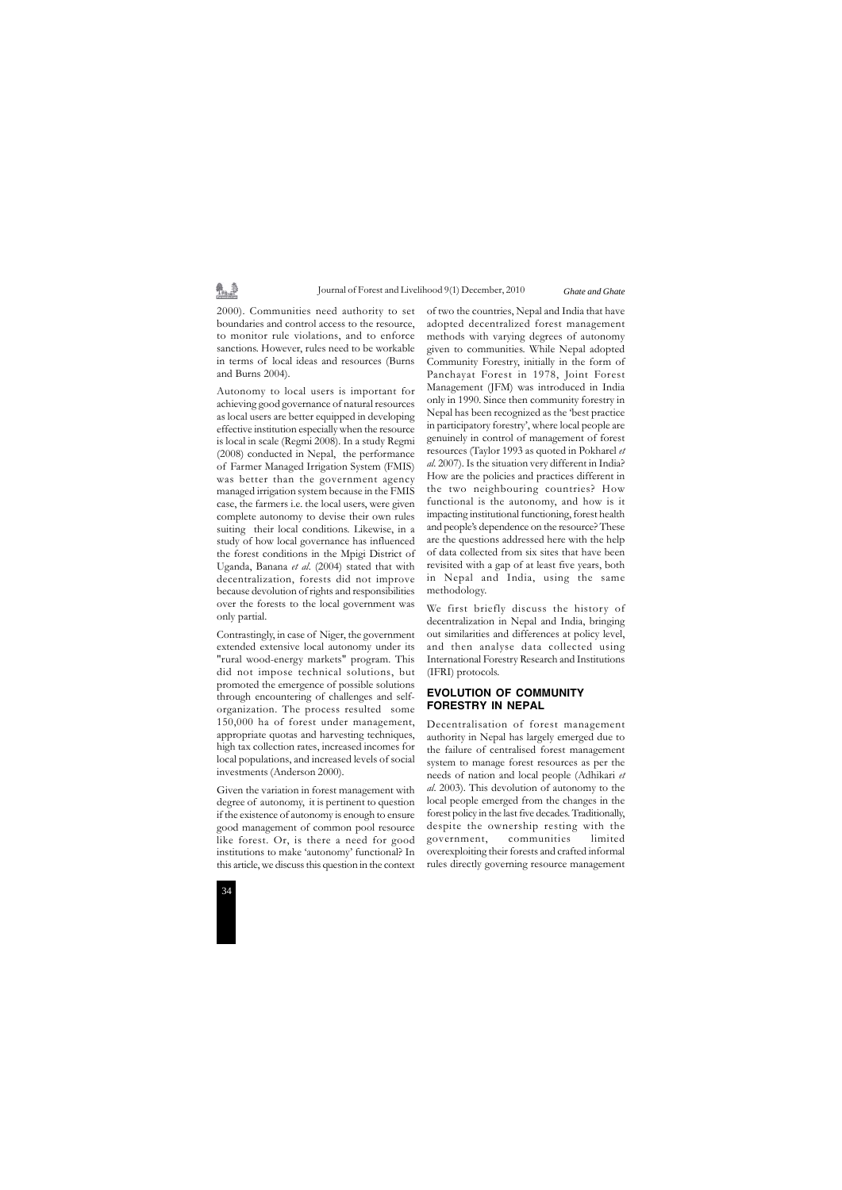2000). Communities need authority to set boundaries and control access to the resource, to monitor rule violations, and to enforce sanctions. However, rules need to be workable in terms of local ideas and resources (Burns and Burns 2004).

Autonomy to local users is important for achieving good governance of natural resources as local users are better equipped in developing effective institution especially when the resource is local in scale (Regmi 2008). In a study Regmi (2008) conducted in Nepal, the performance of Farmer Managed Irrigation System (FMIS) was better than the government agency managed irrigation system because in the FMIS case, the farmers i.e. the local users, were given complete autonomy to devise their own rules suiting their local conditions. Likewise, in a study of how local governance has influenced the forest conditions in the Mpigi District of Uganda, Banana *et al*. (2004) stated that with decentralization, forests did not improve because devolution of rights and responsibilities over the forests to the local government was only partial.

Contrastingly, in case of Niger, the government extended extensive local autonomy under its "rural wood-energy markets" program. This did not impose technical solutions, but promoted the emergence of possible solutions through encountering of challenges and self-organization. The process resulted some 150,000 ha of forest under management, appropriate quotas and harvesting techniques, high tax collection rates, increased incomes for local populations, and increased levels of social investments (Anderson 2000).

Given the variation in forest management with degree of autonomy, it is pertinent to question if the existence of autonomy is enough to ensure good management of common pool resource like forest. Or, is there a need for good institutions to make 'autonomy' functional? In this article, we discuss this question in the context of two the countries, Nepal and India that have adopted decentralized forest management methods with varying degrees of autonomy given to communities. While Nepal adopted Community Forestry, initially in the form of Panchayat Forest in 1978, Joint Forest Management (JFM) was introduced in India only in 1990. Since then community forestry in Nepal has been recognized as the 'best practice in participatory forestry', where local people are genuinely in control of management of forest resources (Taylor 1993 as quoted in Pokharel *et al.* 2007). Is the situation very different in India? How are the policies and practices different in the two neighbouring countries? How functional is the autonomy, and how is it impacting institutional functioning, forest health and people's dependence on the resource? These are the questions addressed here with the help of data collected from six sites that have been revisited with a gap of at least five years, both in Nepal and India, using the same methodology.

We first briefly discuss the history of decentralization in Nepal and India, bringing out similarities and differences at policy level, and then analyse data collected using International Forestry Research and Institutions (IFRI) protocols.

## EVOLUTION OF COMMUNITY FORESTRY IN NEPAL

Decentralisation of forest management authority in Nepal has largely emerged due to the failure of centralised forest management system to manage forest resources as per the needs of nation and local people (Adhikari *et al*. 2003). This devolution of autonomy to the local people emerged from the changes in the forest policy in the last five decades. Traditionally, despite the ownership resting with the government, communities limited overexploiting their forests and crafted informal rules directly governing resource management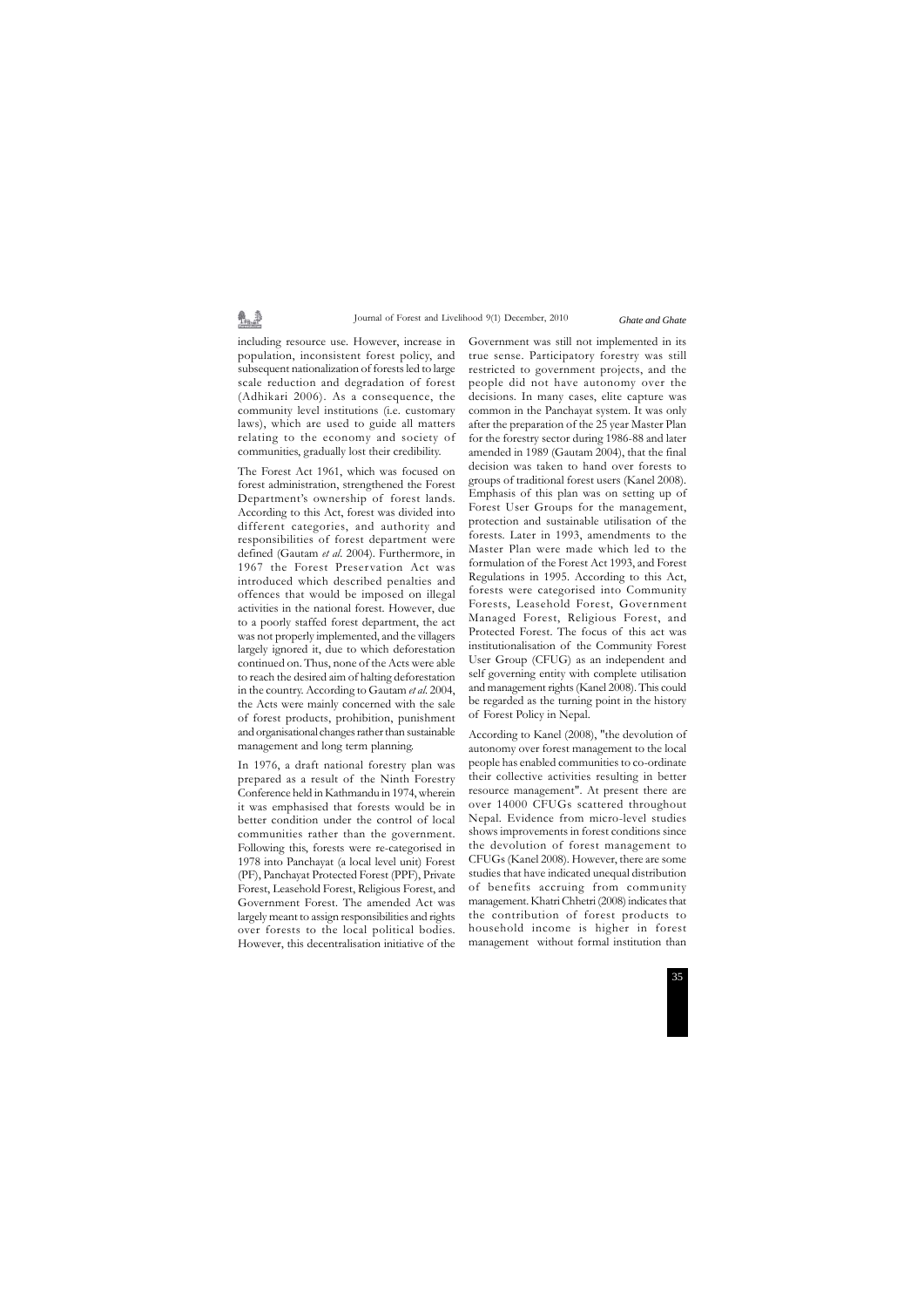including resource use. However, increase in population, inconsistent forest policy, and subsequent nationalization of forests led to large scale reduction and degradation of forest (Adhikari 2006). As a consequence, the community level institutions (i.e. customary laws), which are used to guide all matters relating to the economy and society of communities, gradually lost their credibility.

The Forest Act 1961, which was focused on forest administration, strengthened the Forest Department's ownership of forest lands. According to this Act, forest was divided into different categories, and authority and responsibilities of forest department were defined (Gautam *et al.* 2004). Furthermore, in 1967 the Forest Preservation Act was introduced which described penalties and offences that would be imposed on illegal activities in the national forest. However, due to a poorly staffed forest department, the act was not properly implemented, and the villagers largely ignored it, due to which deforestation continued on. Thus, none of the Acts were able to reach the desired aim of halting deforestation in the country. According to Gautam *et al.* 2004, the Acts were mainly concerned with the sale of forest products, prohibition, punishment and organisational changes rather than sustainable management and long term planning.

In 1976, a draft national forestry plan was prepared as a result of the Ninth Forestry Conference held in Kathmandu in 1974, wherein it was emphasised that forests would be in better condition under the control of local communities rather than the government. Following this, forests were re-categorised in 1978 into Panchayat (a local level unit) Forest (PF), Panchayat Protected Forest (PPF), Private Forest, Leasehold Forest, Religious Forest, and Government Forest. The amended Act was largely meant to assign responsibilities and rights over forests to the local political bodies. However, this decentralisation initiative of the Government was still not implemented in its true sense. Participatory forestry was still restricted to government projects, and the people did not have autonomy over the decisions. In many cases, elite capture was common in the Panchayat system. It was only after the preparation of the 25 year Master Plan for the forestry sector during 1986-88 and later amended in 1989 (Gautam 2004), that the final decision was taken to hand over forests to groups of traditional forest users (Kanel 2008). Emphasis of this plan was on setting up of Forest User Groups for the management, protection and sustainable utilisation of the forests. Later in 1993, amendments to the Master Plan were made which led to the formulation of the Forest Act 1993, and Forest Regulations in 1995. According to this Act, forests were categorised into Community Forests, Leasehold Forest, Government Managed Forest, Religious Forest, and Protected Forest. The focus of this act was institutionalisation of the Community Forest User Group (CFUG) as an independent and self governing entity with complete utilisation and management rights (Kanel 2008). This could be regarded as the turning point in the history of Forest Policy in Nepal.

According to Kanel (2008), "the devolution of autonomy over forest management to the local people has enabled communities to co-ordinate their collective activities resulting in better resource management". At present there are over 14000 CFUGs scattered throughout Nepal. Evidence from micro-level studies shows improvements in forest conditions since the devolution of forest management to CFUGs (Kanel 2008). However, there are some studies that have indicated unequal distribution of benefits accruing from community management. Khatri Chhetri (2008) indicates that the contribution of forest products to household income is higher in forest management without formal institution than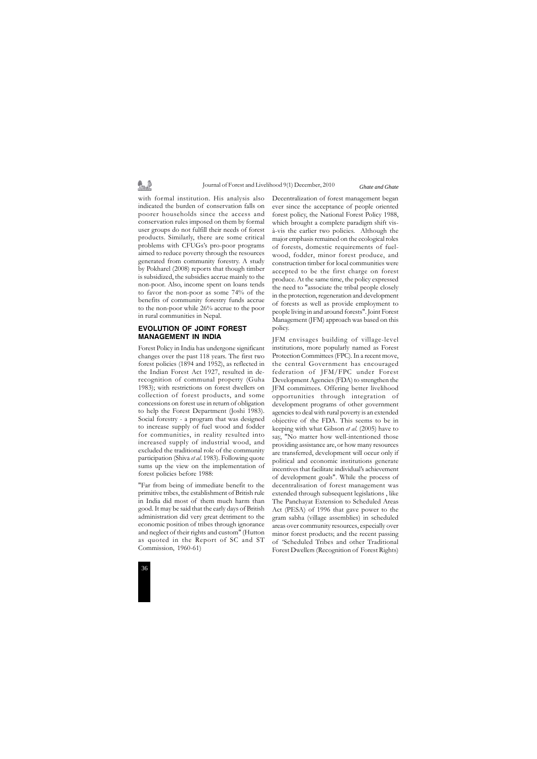with formal institution. His analysis also indicated the burden of conservation falls on poorer households since the access and conservation rules imposed on them by formal user groups do not fulfill their needs of forest products. Similarly, there are some critical problems with CFUGs's pro-poor programs aimed to reduce poverty through the resources generated from community forestry. A study by Pokharel (2008) reports that though timber is subsidized, the subsidies accrue mainly to the non-poor. Also, income spent on loans tends to favor the non-poor as some 74% of the benefits of community forestry funds accrue to the non-poor while 26% accrue to the poor in rural communities in Nepal.

## EVOLUTION OF JOINT FOREST MANAGEMENT IN INDIA

Forest Policy in India has undergone significant changes over the past 118 years. The first two forest policies (1894 and 1952), as reflected in the Indian Forest Act 1927, resulted in de-recognition of communal property (Guha 1983); with restrictions on forest dwellers on collection of forest products, and some concessions on forest use in return of obligation to help the Forest Department (Joshi 1983). Social forestry - a program that was designed to increase supply of fuel wood and fodder for communities, in reality resulted into increased supply of industrial wood, and excluded the traditional role of the community participation (Shiva *et al*. 1983). Following quote sums up the view on the implementation of forest policies before 1988:

"Far from being of immediate benefit to the primitive tribes, the establishment of British rule in India did most of them much harm than good. It may be said that the early days of British administration did very great detriment to the economic position of tribes through ignorance and neglect of their rights and custom" (Hutton as quoted in the Report of SC and ST Commission, 1960-61)

Decentralization of forest management began ever since the acceptance of people oriented forest policy, the National Forest Policy 1988, which brought a complete paradigm shift vis-à-vis the earlier two policies. Although the major emphasis remained on the ecological roles of forests, domestic requirements of fuel-wood, fodder, minor forest produce, and construction timber for local communities were accepted to be the first charge on forest produce. At the same time, the policy expressed the need to "associate the tribal people closely in the protection, regeneration and development of forests as well as provide employment to people living in and around forests". Joint Forest Management (JFM) approach was based on this policy.

JFM envisages building of village-level institutions, more popularly named as Forest Protection Committees (FPC). In a recent move, the central Government has encouraged federation of JFM/FPC under Forest Development Agencies (FDA) to strengthen the JFM committees. Offering better livelihood opportunities through integration of development programs of other government agencies to deal with rural poverty is an extended objective of the FDA. This seems to be in keeping with what Gibson *et al.* (2005) have to say, "No matter how well-intentioned those providing assistance are, or how many resources are transferred, development will occur only if political and economic institutions generate incentives that facilitate individual's achievement of development goals". While the process of decentralisation of forest management was extended through subsequent legislations , like The Panchayat Extension to Scheduled Areas Act (PESA) of 1996 that gave power to the gram sabha (village assemblies) in scheduled areas over community resources, especially over minor forest products; and the recent passing of 'Scheduled Tribes and other Traditional Forest Dwellers (Recognition of Forest Rights)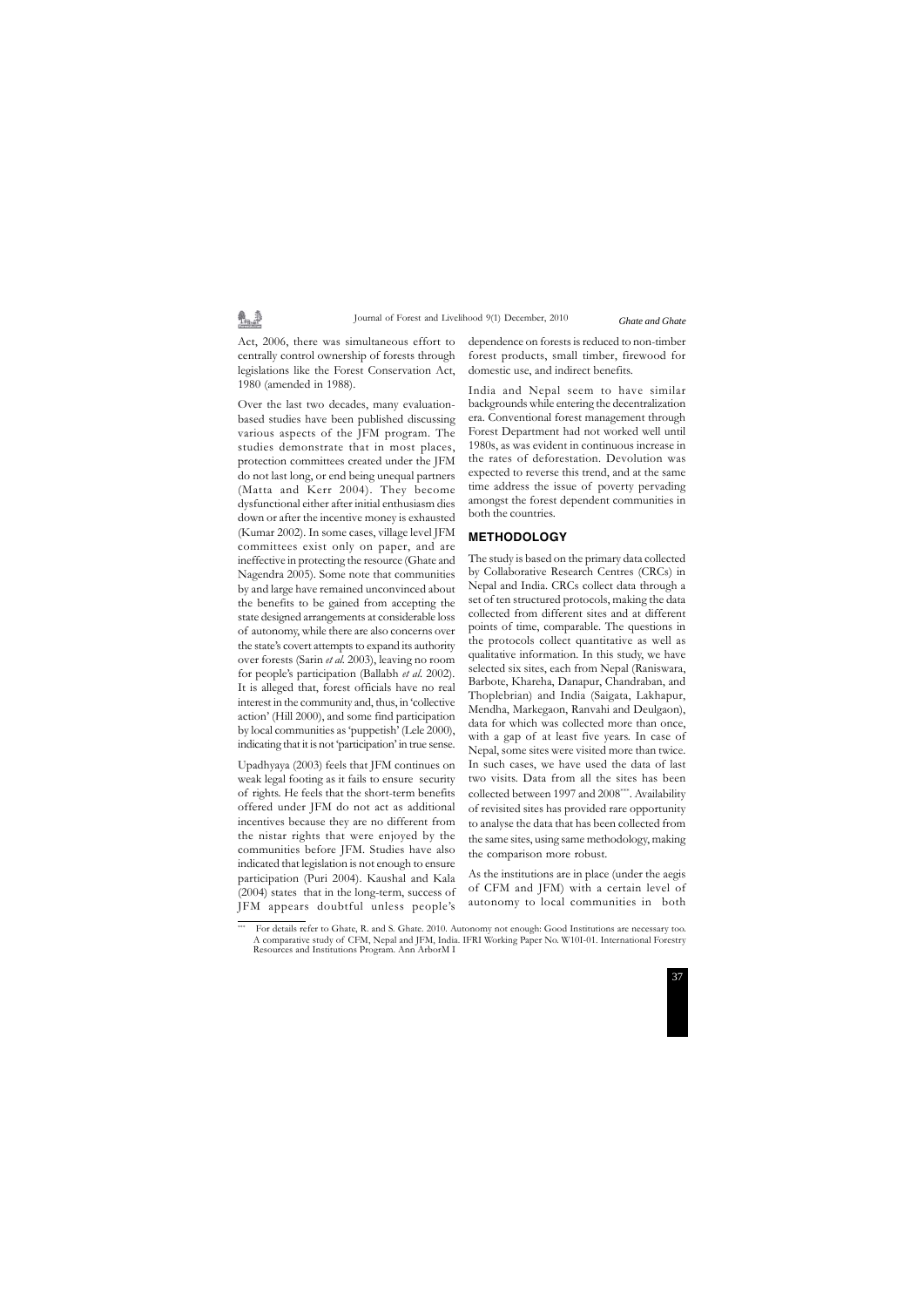Act, 2006, there was simultaneous effort to centrally control ownership of forests through legislations like the Forest Conservation Act, 1980 (amended in 1988).

Over the last two decades, many evaluation-based studies have been published discussing various aspects of the JFM program. The studies demonstrate that in most places, protection committees created under the JFM do not last long, or end being unequal partners (Matta and Kerr 2004). They become dysfunctional either after initial enthusiasm dies down or after the incentive money is exhausted (Kumar 2002). In some cases, village level JFM committees exist only on paper, and are ineffective in protecting the resource (Ghate and Nagendra 2005). Some note that communities by and large have remained unconvinced about the benefits to be gained from accepting the state designed arrangements at considerable loss of autonomy, while there are also concerns over the state's covert attempts to expand its authority over forests (Sarin *et al.* 2003), leaving no room for people's participation (Ballabh *et al.* 2002). It is alleged that, forest officials have no real interest in the community and, thus, in 'collective action' (Hill 2000), and some find participation by local communities as 'puppetish' (Lele 2000), indicating that it is not 'participation' in true sense.

Upadhyaya (2003) feels that JFM continues on weak legal footing as it fails to ensure security of rights. He feels that the short-term benefits offered under JFM do not act as additional incentives because they are no different from the nistar rights that were enjoyed by the communities before JFM. Studies have also indicated that legislation is not enough to ensure participation (Puri 2004). Kaushal and Kala (2004) states that in the long-term, success of JFM appears doubtful unless people's dependence on forests is reduced to non-timber forest products, small timber, firewood for domestic use, and indirect benefits.

India and Nepal seem to have similar backgrounds while entering the decentralization era. Conventional forest management through Forest Department had not worked well until 1980s, as was evident in continuous increase in the rates of deforestation. Devolution was expected to reverse this trend, and at the same time address the issue of poverty pervading amongst the forest dependent communities in both the countries.

## METHODOLOGY

The study is based on the primary data collected by Collaborative Research Centres (CRCs) in Nepal and India. CRCs collect data through a set of ten structured protocols, making the data collected from different sites and at different points of time, comparable. The questions in the protocols collect quantitative as well as qualitative information. In this study, we have selected six sites, each from Nepal (Raniswara, Barbote, Khareha, Danapur, Chandraban, and Thoplebrian) and India (Saigata, Lakhapur, Mendha, Markegaon, Ranvahi and Deulgaon), data for which was collected more than once, with a gap of at least five years. In case of Nepal, some sites were visited more than twice. In such cases, we have used the data of last two visits. Data from all the sites has been collected between 1997 and 2008***. Availability of revisited sites has provided rare opportunity to analyse the data that has been collected from the same sites, using same methodology, making the comparison more robust.

As the institutions are in place (under the aegis of CFM and JFM) with a certain level of autonomy to local communities in both

*** For details refer to Ghate, R. and S. Ghate. 2010. Autonomy not enough: Good Institutions are necessary too. A comparative study of CFM, Nepal and JFM, India. IFRI Working Paper No. W10I-01. International Forestry Resources and Institutions Program. Ann ArborM I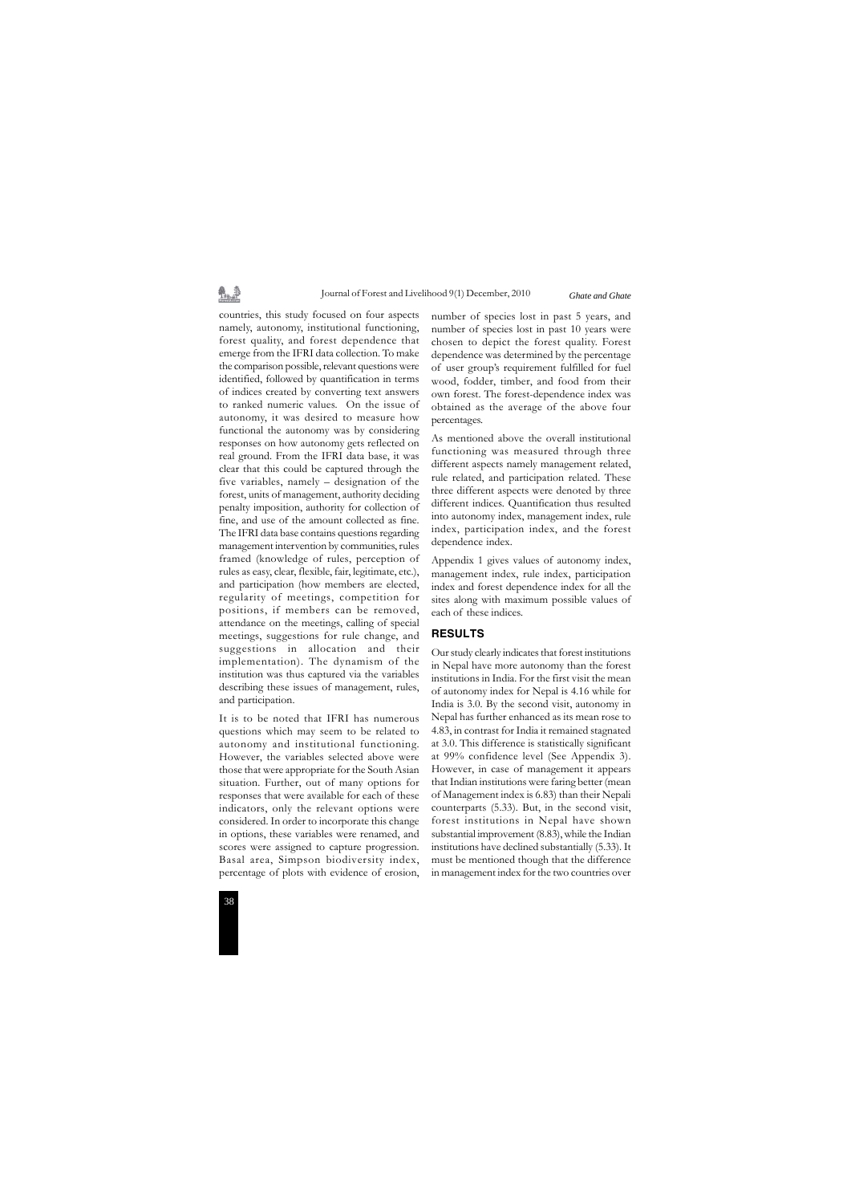countries, this study focused on four aspects namely, autonomy, institutional functioning, forest quality, and forest dependence that emerge from the IFRI data collection. To make the comparison possible, relevant questions were identified, followed by quantification in terms of indices created by converting text answers to ranked numeric values. On the issue of autonomy, it was desired to measure how functional the autonomy was by considering responses on how autonomy gets reflected on real ground. From the IFRI data base, it was clear that this could be captured through the five variables, namely – designation of the forest, units of management, authority deciding penalty imposition, authority for collection of fine, and use of the amount collected as fine. The IFRI data base contains questions regarding management intervention by communities, rules framed (knowledge of rules, perception of rules as easy, clear, flexible, fair, legitimate, etc.), and participation (how members are elected, regularity of meetings, competition for positions, if members can be removed, attendance on the meetings, calling of special meetings, suggestions for rule change, and suggestions in allocation and their implementation). The dynamism of the institution was thus captured via the variables describing these issues of management, rules, and participation.

It is to be noted that IFRI has numerous questions which may seem to be related to autonomy and institutional functioning. However, the variables selected above were those that were appropriate for the South Asian situation. Further, out of many options for responses that were available for each of these indicators, only the relevant options were considered. In order to incorporate this change in options, these variables were renamed, and scores were assigned to capture progression. Basal area, Simpson biodiversity index, percentage of plots with evidence of erosion, number of species lost in past 5 years, and number of species lost in past 10 years were chosen to depict the forest quality. Forest dependence was determined by the percentage of user group's requirement fulfilled for fuel wood, fodder, timber, and food from their own forest. The forest-dependence index was obtained as the average of the above four percentages.

As mentioned above the overall institutional functioning was measured through three different aspects namely management related, rule related, and participation related. These three different aspects were denoted by three different indices. Quantification thus resulted into autonomy index, management index, rule index, participation index, and the forest dependence index.

Appendix 1 gives values of autonomy index, management index, rule index, participation index and forest dependence index for all the sites along with maximum possible values of each of these indices.

## RESULTS

Our study clearly indicates that forest institutions in Nepal have more autonomy than the forest institutions in India. For the first visit the mean of autonomy index for Nepal is 4.16 while for India is 3.0. By the second visit, autonomy in Nepal has further enhanced as its mean rose to 4.83, in contrast for India it remained stagnated at 3.0. This difference is statistically significant at 99% confidence level (See Appendix 3). However, in case of management it appears that Indian institutions were faring better (mean of Management index is 6.83) than their Nepali counterparts (5.33). But, in the second visit, forest institutions in Nepal have shown substantial improvement (8.83), while the Indian institutions have declined substantially (5.33). It must be mentioned though that the difference in management index for the two countries over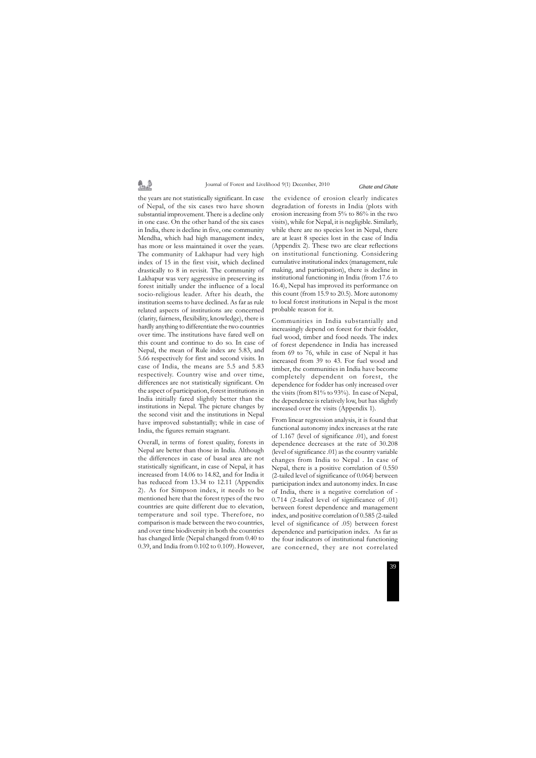the years are not statistically significant. In case of Nepal, of the six cases two have shown substantial improvement. There is a decline only in one case. On the other hand of the six cases in India, there is decline in five, one community Mendha, which had high management index, has more or less maintained it over the years. The community of Lakhapur had very high index of 15 in the first visit, which declined drastically to 8 in revisit. The community of Lakhapur was very aggressive in preserving its forest initially under the influence of a local socio-religious leader. After his death, the institution seems to have declined. As far as rule related aspects of institutions are concerned (clarity, fairness, flexibility, knowledge), there is hardly anything to differentiate the two countries over time. The institutions have fared well on this count and continue to do so. In case of Nepal, the mean of Rule index are 5.83, and 5.66 respectively for first and second visits. In case of India, the means are 5.5 and 5.83 respectively. Country wise and over time, differences are not statistically significant. On the aspect of participation, forest institutions in India initially fared slightly better than the institutions in Nepal. The picture changes by the second visit and the institutions in Nepal have improved substantially; while in case of India, the figures remain stagnant.

Overall, in terms of forest quality, forests in Nepal are better than those in India. Although the differences in case of basal area are not statistically significant, in case of Nepal, it has increased from 14.06 to 14.82, and for India it has reduced from 13.34 to 12.11 (Appendix 2). As for Simpson index, it needs to be mentioned here that the forest types of the two countries are quite different due to elevation, temperature and soil type. Therefore, no comparison is made between the two countries, and over time biodiversity in both the countries has changed little (Nepal changed from 0.40 to 0.39, and India from 0.102 to 0.109). However, the evidence of erosion clearly indicates degradation of forests in India (plots with erosion increasing from 5% to 86% in the two visits), while for Nepal, it is negligible. Similarly, while there are no species lost in Nepal, there are at least 8 species lost in the case of India (Appendix 2). These two are clear reflections on institutional functioning. Considering cumulative institutional index (management, rule making, and participation), there is decline in institutional functioning in India (from 17.6 to 16.4), Nepal has improved its performance on this count (from 15.9 to 20.5). More autonomy to local forest institutions in Nepal is the most probable reason for it.

Communities in India substantially and increasingly depend on forest for their fodder, fuel wood, timber and food needs. The index of forest dependence in India has increased from 69 to 76, while in case of Nepal it has increased from 39 to 43. For fuel wood and timber, the communities in India have become completely dependent on forest, the dependence for fodder has only increased over the visits (from 81% to 93%). In case of Nepal, the dependence is relatively low, but has slightly increased over the visits (Appendix 1).

From linear regression analysis, it is found that functional autonomy index increases at the rate of 1.167 (level of significance .01), and forest dependence decreases at the rate of 30.208 (level of significance .01) as the country variable changes from India to Nepal . In case of Nepal, there is a positive correlation of 0.550 (2-tailed level of significance of 0.064) between participation index and autonomy index. In case of India, there is a negative correlation of -0.714 (2-tailed level of significance of .01) between forest dependence and management index, and positive correlation of 0.585 (2-tailed level of significance of .05) between forest dependence and participation index. As far as the four indicators of institutional functioning are concerned, they are not correlated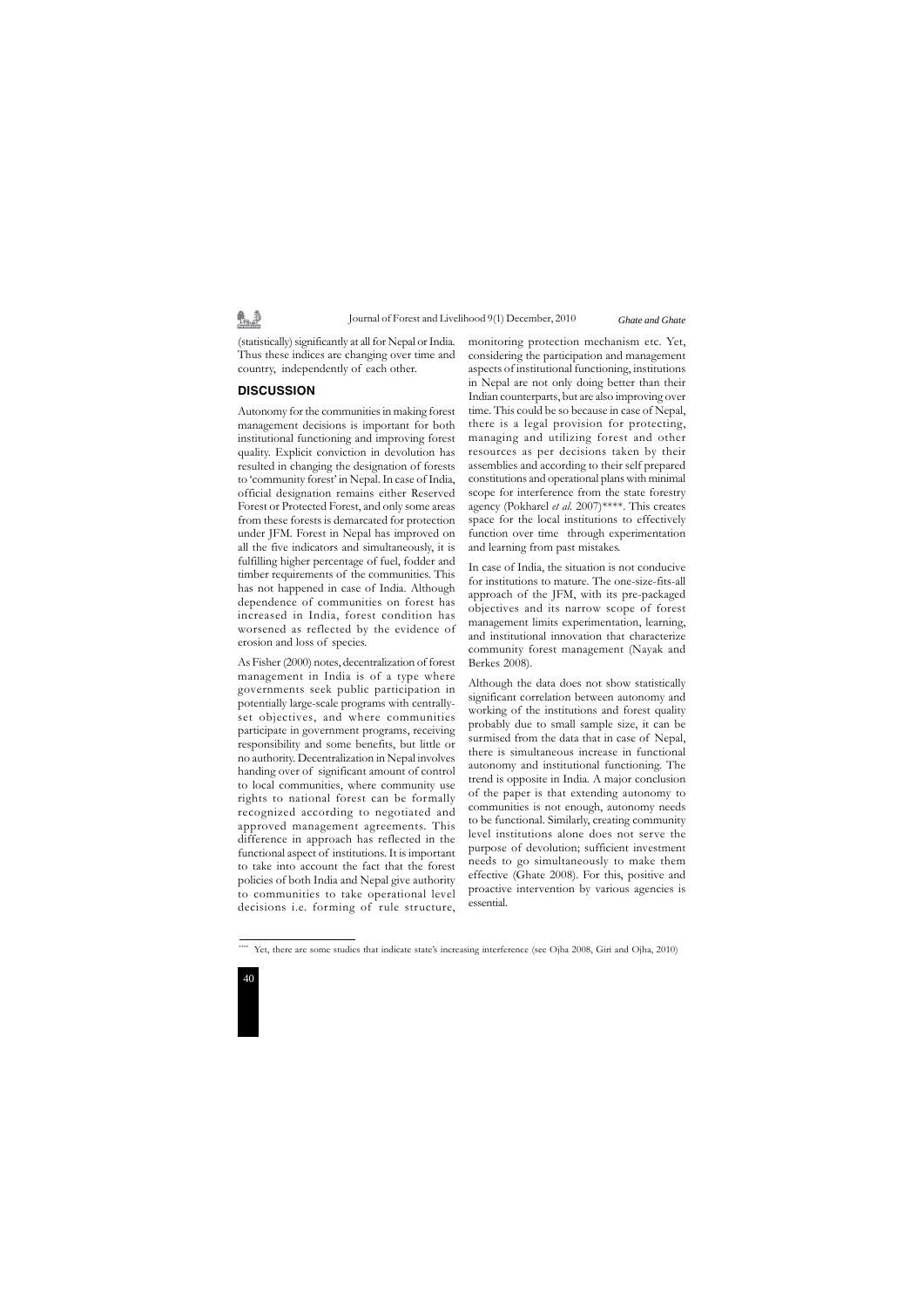(statistically) significantly at all for Nepal or India. Thus these indices are changing over time and country, independently of each other.

## DISCUSSION

Autonomy for the communities in making forest management decisions is important for both institutional functioning and improving forest quality. Explicit conviction in devolution has resulted in changing the designation of forests to 'community forest' in Nepal. In case of India, official designation remains either Reserved Forest or Protected Forest, and only some areas from these forests is demarcated for protection under JFM. Forest in Nepal has improved on all the five indicators and simultaneously, it is fulfilling higher percentage of fuel, fodder and timber requirements of the communities. This has not happened in case of India. Although dependence of communities on forest has increased in India, forest condition has worsened as reflected by the evidence of erosion and loss of species.

As Fisher (2000) notes, decentralization of forest management in India is of a type where governments seek public participation in potentially large-scale programs with centrally-set objectives, and where communities participate in government programs, receiving responsibility and some benefits, but little or no authority. Decentralization in Nepal involves handing over of significant amount of control to local communities, where community use rights to national forest can be formally recognized according to negotiated and approved management agreements. This difference in approach has reflected in the functional aspect of institutions. It is important to take into account the fact that the forest policies of both India and Nepal give authority to communities to take operational level decisions i.e. forming of rule structure, monitoring protection mechanism etc. Yet, considering the participation and management aspects of institutional functioning, institutions in Nepal are not only doing better than their Indian counterparts, but are also improving over time. This could be so because in case of Nepal, there is a legal provision for protecting, managing and utilizing forest and other resources as per decisions taken by their assemblies and according to their self prepared constitutions and operational plans with minimal scope for interference from the state forestry agency (Pokharel *et al.* 2007)****. This creates space for the local institutions to effectively function over time through experimentation and learning from past mistakes.

In case of India, the situation is not conducive for institutions to mature. The one-size-fits-all approach of the JFM, with its pre-packaged objectives and its narrow scope of forest management limits experimentation, learning, and institutional innovation that characterize community forest management (Nayak and Berkes 2008).

Although the data does not show statistically significant correlation between autonomy and working of the institutions and forest quality probably due to small sample size, it can be surmised from the data that in case of Nepal, there is simultaneous increase in functional autonomy and institutional functioning. The trend is opposite in India. A major conclusion of the paper is that extending autonomy to communities is not enough, autonomy needs to be functional. Similarly, creating community level institutions alone does not serve the purpose of devolution; sufficient investment needs to go simultaneously to make them effective (Ghate 2008). For this, positive and proactive intervention by various agencies is essential.

---

**** Yet, there are some studies that indicate state's increasing interference (see Ojha 2008, Giri and Ojha, 2010)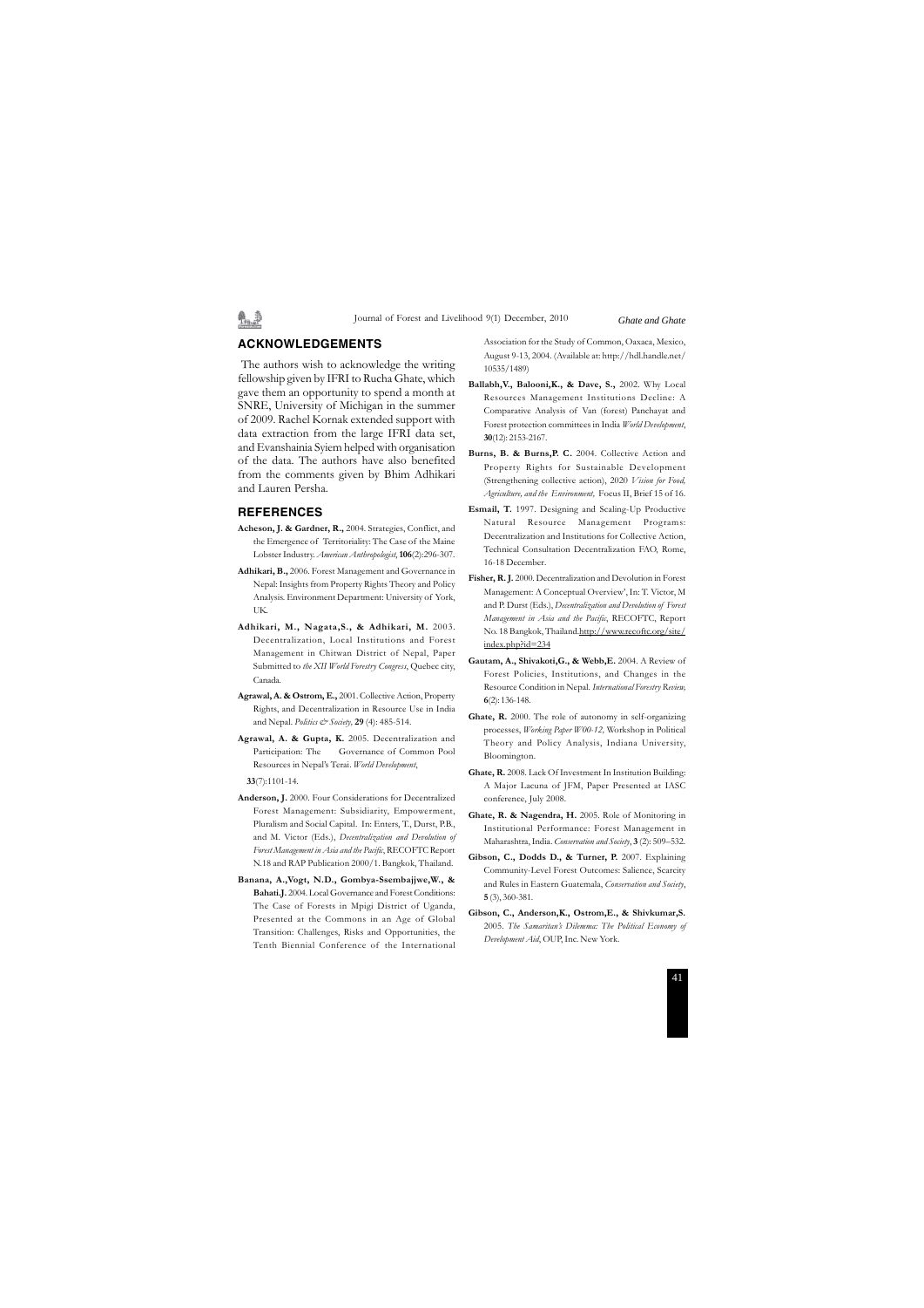## ACKNOWLEDGEMENTS

The authors wish to acknowledge the writing fellowship given by IFRI to Rucha Ghate, which gave them an opportunity to spend a month at SNRE, University of Michigan in the summer of 2009. Rachel Kornak extended support with data extraction from the large IFRI data set, and Evanshainia Syiem helped with organisation of the data. The authors have also benefited from the comments given by Bhim Adhikari and Lauren Persha.

## REFERENCES

**Acheson, J. & Gardner, R.,** 2004. Strategies, Conflict, and the Emergence of Territoriality: The Case of the Maine Lobster Industry. *American Anthropologist*, **106**(2):296-307.

**Adhikari, B.,** 2006. Forest Management and Governance in Nepal: Insights from Property Rights Theory and Policy Analysis. Environment Department: University of York, UK.

**Adhikari, M., Nagata,S., & Adhikari, M.** 2003. Decentralization, Local Institutions and Forest Management in Chitwan District of Nepal, Paper Submitted to *the XII World Forestry Congress*, Quebec city, Canada.

**Agrawal, A. & Ostrom, E.,** 2001. Collective Action, Property Rights, and Decentralization in Resource Use in India and Nepal. *Politics & Society,* **29** (4): 485-514.

**Agrawal, A. & Gupta, K.** 2005. Decentralization and Participation: The Governance of Common Pool Resources in Nepal's Terai. *World Development*, **33**(7):1101-14.

**Anderson, J.** 2000. Four Considerations for Decentralized Forest Management: Subsidiarity, Empowerment, Pluralism and Social Capital. In: Enters, T., Durst, P.B., and M. Victor (Eds.), *Decentralization and Devolution of Forest Management in Asia and the Pacific*, RECOFTC Report N.18 and RAP Publication 2000/1. Bangkok, Thailand.

**Banana, A.,Vogt, N.D., Gombya-Ssembajjwe,W., & Bahati.J.** 2004. Local Governance and Forest Conditions: The Case of Forests in Mpigi District of Uganda, Presented at the Commons in an Age of Global Transition: Challenges, Risks and Opportunities, the Tenth Biennial Conference of the International Association for the Study of Common, Oaxaca, Mexico, August 9-13, 2004. (Available at: http://hdl.handle.net/10535/1489)

**Ballabh,V., Balooni,K., & Dave, S.,** 2002. Why Local Resources Management Institutions Decline: A Comparative Analysis of Van (forest) Panchayat and Forest protection committees in India *World Development*, **30**(12): 2153-2167.

**Burns, B. & Burns,P. C.** 2004. Collective Action and Property Rights for Sustainable Development (Strengthening collective action), 2020 *Vision for Food, Agriculture, and the Environment,* Focus II, Brief 15 of 16.

**Esmail, T.** 1997. Designing and Scaling-Up Productive Natural Resource Management Programs: Decentralization and Institutions for Collective Action, Technical Consultation Decentralization FAO, Rome, 16-18 December.

**Fisher, R. J.** 2000. Decentralization and Devolution in Forest Management: A Conceptual Overview', In: T. Victor, M and P. Durst (Eds.), *Decentralization and Devolution of Forest Management in Asia and the Pacific*, RECOFTC, Report No. 18 Bangkok, Thailand.http://www.recoftc.org/site/index.php?id=234

**Gautam, A., Shivakoti,G., & Webb,E.** 2004. A Review of Forest Policies, Institutions, and Changes in the Resource Condition in Nepal. *International Forestry Review,* **6**(2): 136-148.

**Ghate, R.** 2000. The role of autonomy in self-organizing processes, *Working Paper W00-12,* Workshop in Political Theory and Policy Analysis, Indiana University, Bloomington.

**Ghate, R.** 2008. Lack Of Investment In Institution Building: A Major Lacuna of JFM, Paper Presented at IASC conference, July 2008.

**Ghate, R. & Nagendra, H.** 2005. Role of Monitoring in Institutional Performance: Forest Management in Maharashtra, India. *Conservation and Society*, **3** (2): 509–532.

**Gibson, C., Dodds D., & Turner, P.** 2007. Explaining Community-Level Forest Outcomes: Salience, Scarcity and Rules in Eastern Guatemala, *Conservation and Society*, **5** (3), 360-381.

**Gibson, C., Anderson,K., Ostrom,E., & Shivkumar,S.** 2005. *The Samaritan's Dilemma: The Political Economy of Development Aid*, OUP, Inc. New York.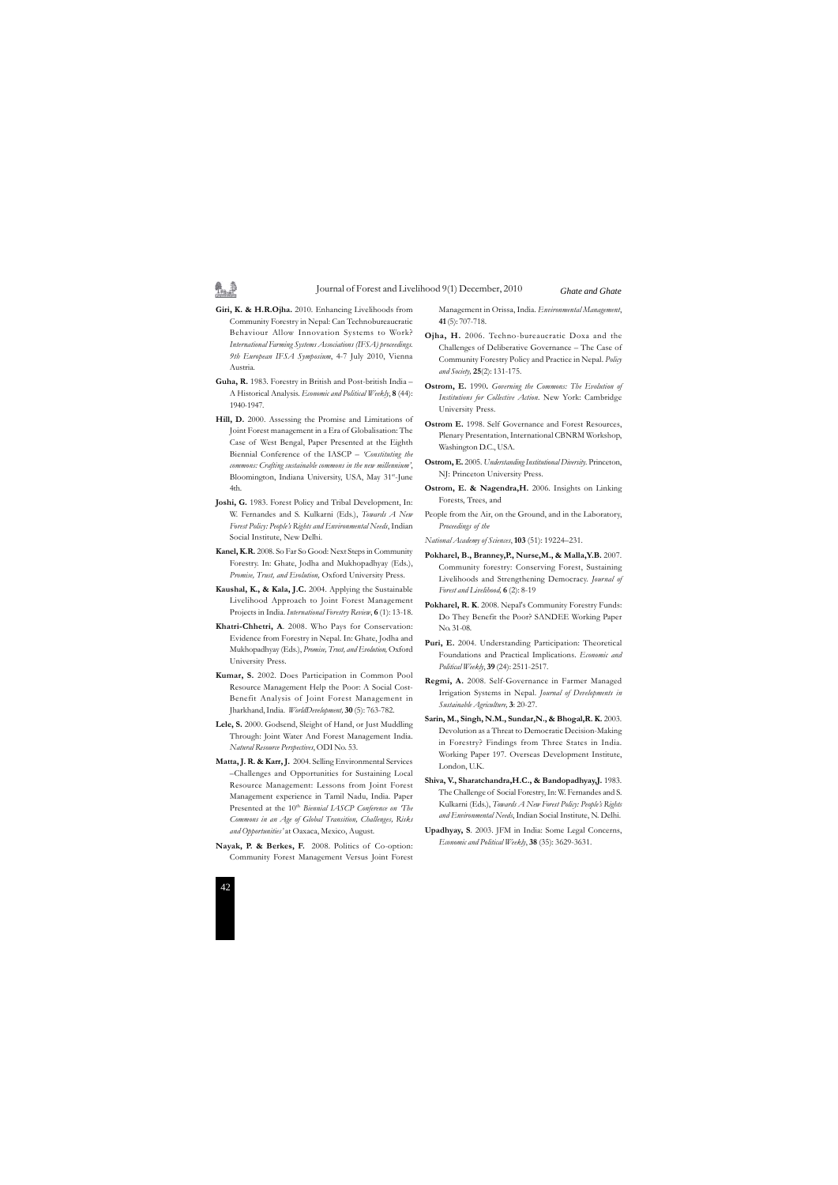**Giri, K. & H.R.Ojha.** 2010. Enhancing Livelihoods from Community Forestry in Nepal: Can Technobureaucratic Behaviour Allow Innovation Systems to Work? *International Farming Systems Associations (IFSA) proceedings. 9th European IFSA Symposium*, 4-7 July 2010, Vienna Austria.

**Guha, R.** 1983. Forestry in British and Post-british India – A Historical Analysis. *Economic and Political Weekly*, **8** (44): 1940-1947.

**Hill, D.** 2000. Assessing the Promise and Limitations of Joint Forest management in a Era of Globalisation: The Case of West Bengal, Paper Presented at the Eighth Biennial Conference of the IASCP – *'Constituting the commons: Crafting sustainable commons in the new millennium'*, Bloomington, Indiana University, USA, May 31st-June 4th.

**Joshi, G.** 1983. Forest Policy and Tribal Development, In: W. Fernandes and S. Kulkarni (Eds.), *Towards A New Forest Policy: People's Rights and Environmental Needs*, Indian Social Institute, New Delhi.

**Kanel, K.R.** 2008. So Far So Good: Next Steps in Community Forestry. In: Ghate, Jodha and Mukhopadhyay (Eds.), *Promise, Trust, and Evolution,* Oxford University Press.

**Kaushal, K., & Kala, J.C.** 2004. Applying the Sustainable Livelihood Approach to Joint Forest Management Projects in India. *International Forestry Review*, **6** (1): 13-18.

**Khatri-Chhetri, A**. 2008. Who Pays for Conservation: Evidence from Forestry in Nepal. In: Ghate, Jodha and Mukhopadhyay (Eds.), *Promise, Trust, and Evolution,* Oxford University Press.

**Kumar, S.** 2002. Does Participation in Common Pool Resource Management Help the Poor: A Social Cost-Benefit Analysis of Joint Forest Management in Jharkhand, India. *WorldDevelopment*, **30** (5): 763-782.

**Lele, S.** 2000. Godsend, Sleight of Hand, or Just Muddling Through: Joint Water And Forest Management India. *Natural Resource Perspectives*, ODI No. 53.

**Matta, J. R. & Karr, J.** 2004. Selling Environmental Services –Challenges and Opportunities for Sustaining Local Resource Management: Lessons from Joint Forest Management experience in Tamil Nadu, India. Paper Presented at the 10th *Biennial IASCP Conference on 'The Commons in an Age of Global Transition, Challenges, Risks and Opportunities'* at Oaxaca, Mexico, August.

**Nayak, P. & Berkes, F.** 2008. Politics of Co-option: Community Forest Management Versus Joint Forest Management in Orissa, India. *Environmental Management*, **41** (5): 707-718.

**Ojha, H.** 2006. Techno-bureaucratic Doxa and the Challenges of Deliberative Governance – The Case of Community Forestry Policy and Practice in Nepal. *Policy and Society,* **25**(2): 131-175.

**Ostrom, E.** 1990. *Governing the Commons: The Evolution of Institutions for Collective Action*. New York: Cambridge University Press.

**Ostrom E.** 1998. Self Governance and Forest Resources, Plenary Presentation, International CBNRM Workshop, Washington D.C., USA.

**Ostrom, E.** 2005. *Understanding Institutional Diversity*. Princeton, NJ: Princeton University Press.

**Ostrom, E. & Nagendra,H.** 2006. Insights on Linking Forests, Trees, and

People from the Air, on the Ground, and in the Laboratory, *Proceedings of the*

*National Academy of Sciences*, **103** (51): 19224–231.

**Pokharel, B., Branney,P., Nurse,M., & Malla,Y.B.** 2007. Community forestry: Conserving Forest, Sustaining Livelihoods and Strengthening Democracy. *Journal of Forest and Livelihood,* **6** (2): 8-19

**Pokharel, R. K**. 2008. Nepal's Community Forestry Funds: Do They Benefit the Poor? SANDEE Working Paper No. 31-08.

**Puri, E.** 2004. Understanding Participation: Theoretical Foundations and Practical Implications. *Economic and Political Weekly*, **39** (24): 2511-2517.

**Regmi, A.** 2008. Self-Governance in Farmer Managed Irrigation Systems in Nepal. *Journal of Developments in Sustainable Agriculture,* **3**: 20-27.

**Sarin, M., Singh, N.M., Sundar,N., & Bhogal,R. K.** 2003. Devolution as a Threat to Democratic Decision-Making in Forestry? Findings from Three States in India. Working Paper 197. Overseas Development Institute, London, U.K.

**Shiva, V., Sharatchandra,H.C., & Bandopadhyay,J.** 1983. The Challenge of Social Forestry, In: W. Fernandes and S. Kulkarni (Eds.), *Towards A New Forest Policy: People's Rights and Environmental Needs*, Indian Social Institute, N. Delhi.

**Upadhyay, S**. 2003. JFM in India: Some Legal Concerns, *Economic and Political Weekly*, **38** (35): 3629-3631.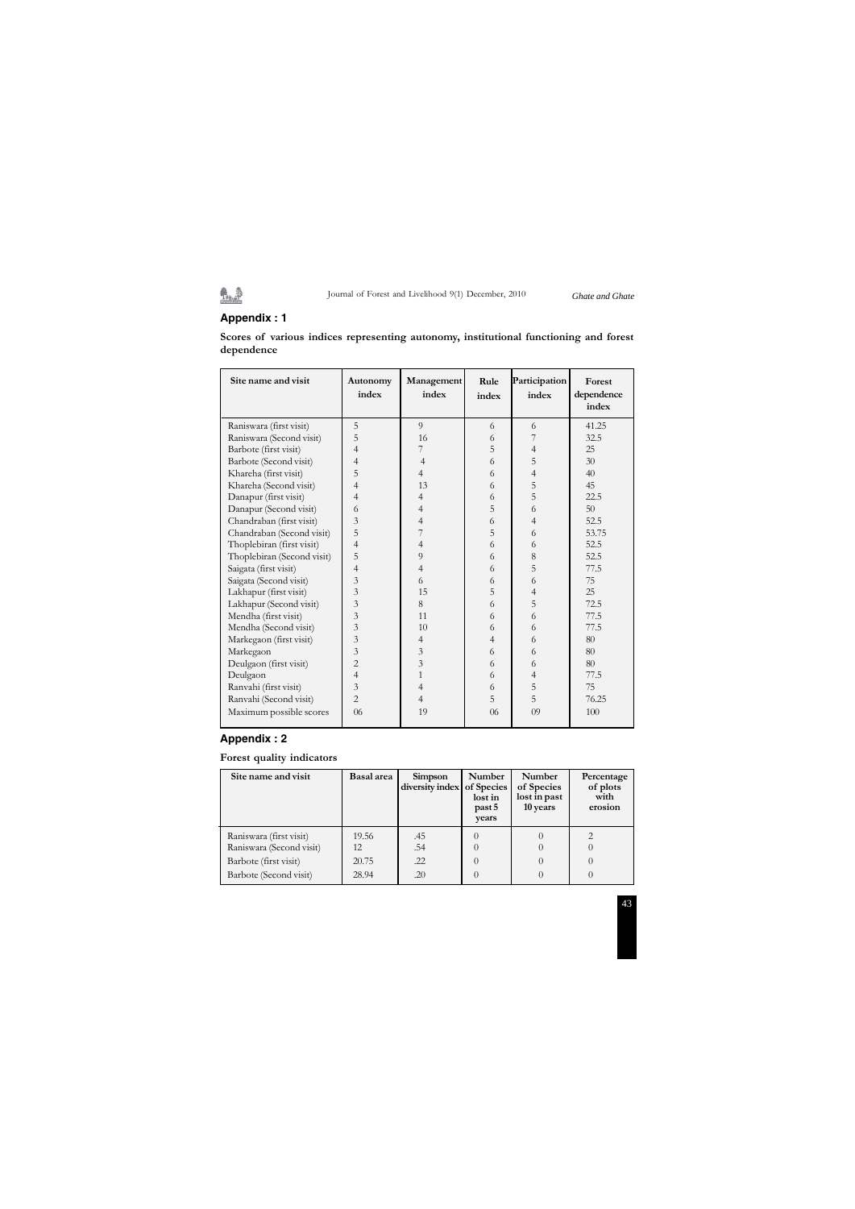## Appendix : 1

**Scores of various indices representing autonomy, institutional functioning and forest dependence**

| Site name and visit | Autonomy index | Management index | Rule index | Participation index | Forest dependence index |
|---|---|---|---|---|---|
| Raniswara (first visit) | 5 | 9 | 6 | 6 | 41.25 |
| Raniswara (Second visit) | 5 | 16 | 6 | 7 | 32.5 |
| Barbote (first visit) | 4 | 7 | 5 | 4 | 25 |
| Barbote (Second visit) | 4 | 4 | 6 | 5 | 30 |
| Khareha (first visit) | 5 | 4 | 6 | 4 | 40 |
| Khareha (Second visit) | 4 | 13 | 6 | 5 | 45 |
| Danapur (first visit) | 4 | 4 | 6 | 5 | 22.5 |
| Danapur (Second visit) | 6 | 4 | 5 | 6 | 50 |
| Chandraban (first visit) | 3 | 4 | 6 | 4 | 52.5 |
| Chandraban (Second visit) | 5 | 7 | 5 | 6 | 53.75 |
| Thoplebiran (first visit) | 4 | 4 | 6 | 6 | 52.5 |
| Thoplebiran (Second visit) | 5 | 9 | 6 | 8 | 52.5 |
| Saigata (first visit) | 4 | 4 | 6 | 5 | 77.5 |
| Saigata (Second visit) | 3 | 6 | 6 | 6 | 75 |
| Lakhapur (first visit) | 3 | 15 | 5 | 4 | 25 |
| Lakhapur (Second visit) | 3 | 8 | 6 | 5 | 72.5 |
| Mendha (first visit) | 3 | 11 | 6 | 6 | 77.5 |
| Mendha (Second visit) | 3 | 10 | 6 | 6 | 77.5 |
| Markegaon (first visit) | 3 | 4 | 4 | 6 | 80 |
| Markegaon | 3 | 3 | 6 | 6 | 80 |
| Deulgaon (first visit) | 2 | 3 | 6 | 6 | 80 |
| Deulgaon | 4 | 1 | 6 | 4 | 77.5 |
| Ranvahi (first visit) | 3 | 4 | 6 | 5 | 75 |
| Ranvahi (Second visit) | 2 | 4 | 5 | 5 | 76.25 |
| Maximum possible scores | 06 | 19 | 06 | 09 | 100 |

## Appendix : 2

**Forest quality indicators**

| Site name and visit | Basal area | Simpson diversity index | Number of Species lost in past 5 years | Number of Species lost in past 10 years | Percentage of plots with erosion |
|---|---|---|---|---|---|
| Raniswara (first visit) | 19.56 | .45 | 0 | 0 | 2 |
| Raniswara (Second visit) | 12 | .54 | 0 | 0 | 0 |
| Barbote (first visit) | 20.75 | .22 | 0 | 0 | 0 |
| Barbote (Second visit) | 28.94 | .20 | 0 | 0 | 0 |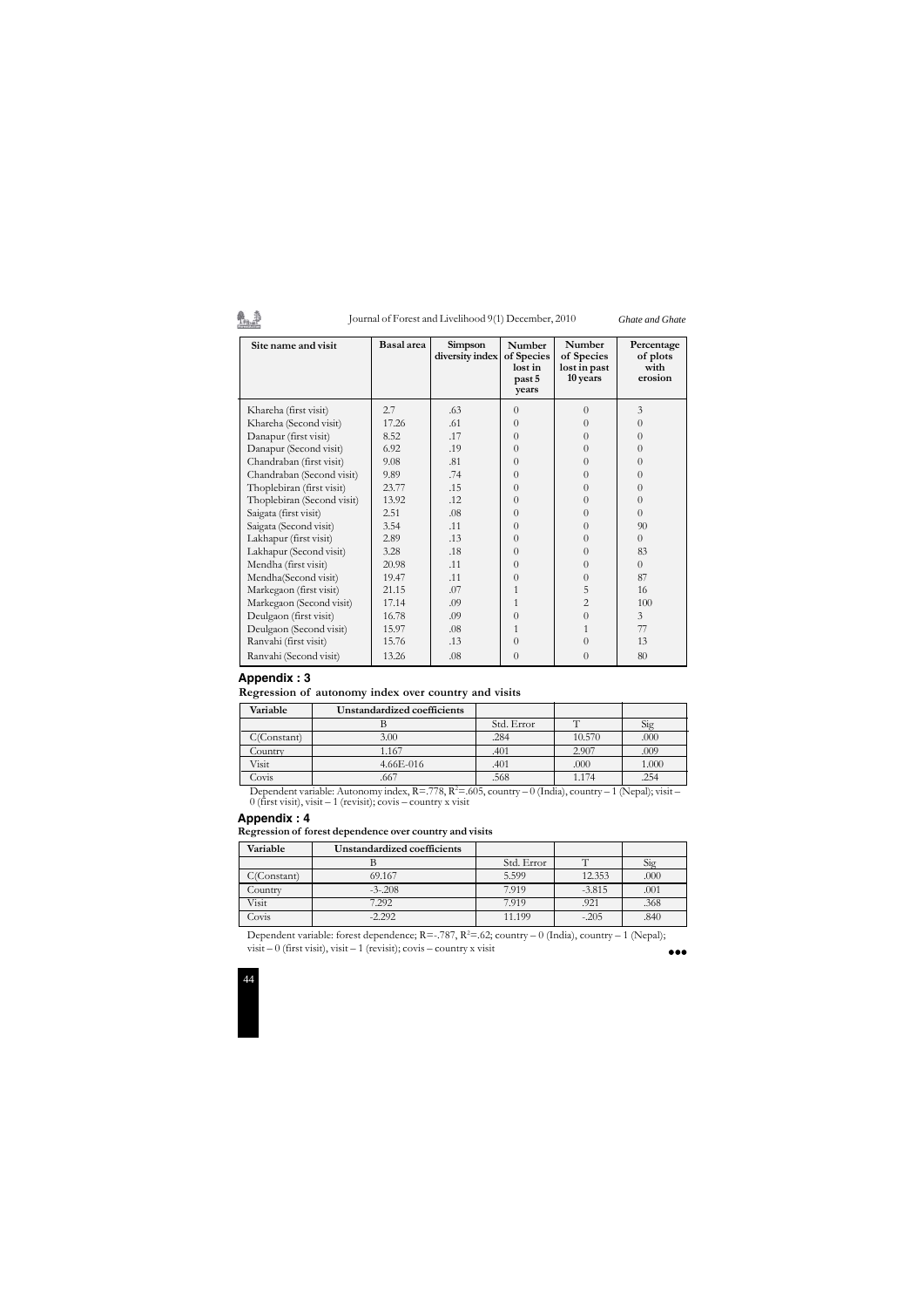| Site name and visit | Basal area | Simpson diversity index | Number of Species lost in past 5 years | Number of Species lost in past 10 years | Percentage of plots with erosion |
|---|---|---|---|---|---|
| Khareha (first visit) | 2.7 | .63 | 0 | 0 | 3 |
| Khareha (Second visit) | 17.26 | .61 | 0 | 0 | 0 |
| Danapur (first visit) | 8.52 | .17 | 0 | 0 | 0 |
| Danapur (Second visit) | 6.92 | .19 | 0 | 0 | 0 |
| Chandraban (first visit) | 9.08 | .81 | 0 | 0 | 0 |
| Chandraban (Second visit) | 9.89 | .74 | 0 | 0 | 0 |
| Thoplebiran (first visit) | 23.77 | .15 | 0 | 0 | 0 |
| Thoplebiran (Second visit) | 13.92 | .12 | 0 | 0 | 0 |
| Saigata (first visit) | 2.51 | .08 | 0 | 0 | 0 |
| Saigata (Second visit) | 3.54 | .11 | 0 | 0 | 90 |
| Lakhapur (first visit) | 2.89 | .13 | 0 | 0 | 0 |
| Lakhapur (Second visit) | 3.28 | .18 | 0 | 0 | 83 |
| Mendha (first visit) | 20.98 | .11 | 0 | 0 | 0 |
| Mendha(Second visit) | 19.47 | .11 | 0 | 0 | 87 |
| Markegaon (first visit) | 21.15 | .07 | 1 | 5 | 16 |
| Markegaon (Second visit) | 17.14 | .09 | 1 | 2 | 100 |
| Deulgaon (first visit) | 16.78 | .09 | 0 | 0 | 3 |
| Deulgaon (Second visit) | 15.97 | .08 | 1 | 1 | 77 |
| Ranvahi (first visit) | 15.76 | .13 | 0 | 0 | 13 |
| Ranvahi (Second visit) | 13.26 | .08 | 0 | 0 | 80 |

## Appendix : 3

**Regression of autonomy index over country and visits**

| Variable | Unstandardized coefficients | | | |
|---|---|---|---|---|
| | B | Std. Error | T | Sig |
| C(Constant) | 3.00 | .284 | 10.570 | .000 |
| Country | 1.167 | .401 | 2.907 | .009 |
| Visit | 4.66E-016 | .401 | .000 | 1.000 |
| Covis | .667 | .568 | 1.174 | .254 |

Dependent variable: Autonomy index, R=.778, $R^2$=.605, country – 0 (India), country – 1 (Nepal); visit – 0 (first visit), visit – 1 (revisit); covis – country x visit

## Appendix : 4

**Regression of forest dependence over country and visits**

| Variable | Unstandardized coefficients | | | |
|---|---|---|---|---|
| | B | Std. Error | T | Sig |
| C(Constant) | 69.167 | 5.599 | 12.353 | .000 |
| Country | -3-.208 | 7.919 | -3.815 | .001 |
| Visit | 7.292 | 7.919 | .921 | .368 |
| Covis | -2.292 | 11.199 | -.205 | .840 |

Dependent variable: forest dependence; R=-.787, $R^2$=.62; country – 0 (India), country – 1 (Nepal); visit – 0 (first visit), visit – 1 (revisit); covis – country x visit